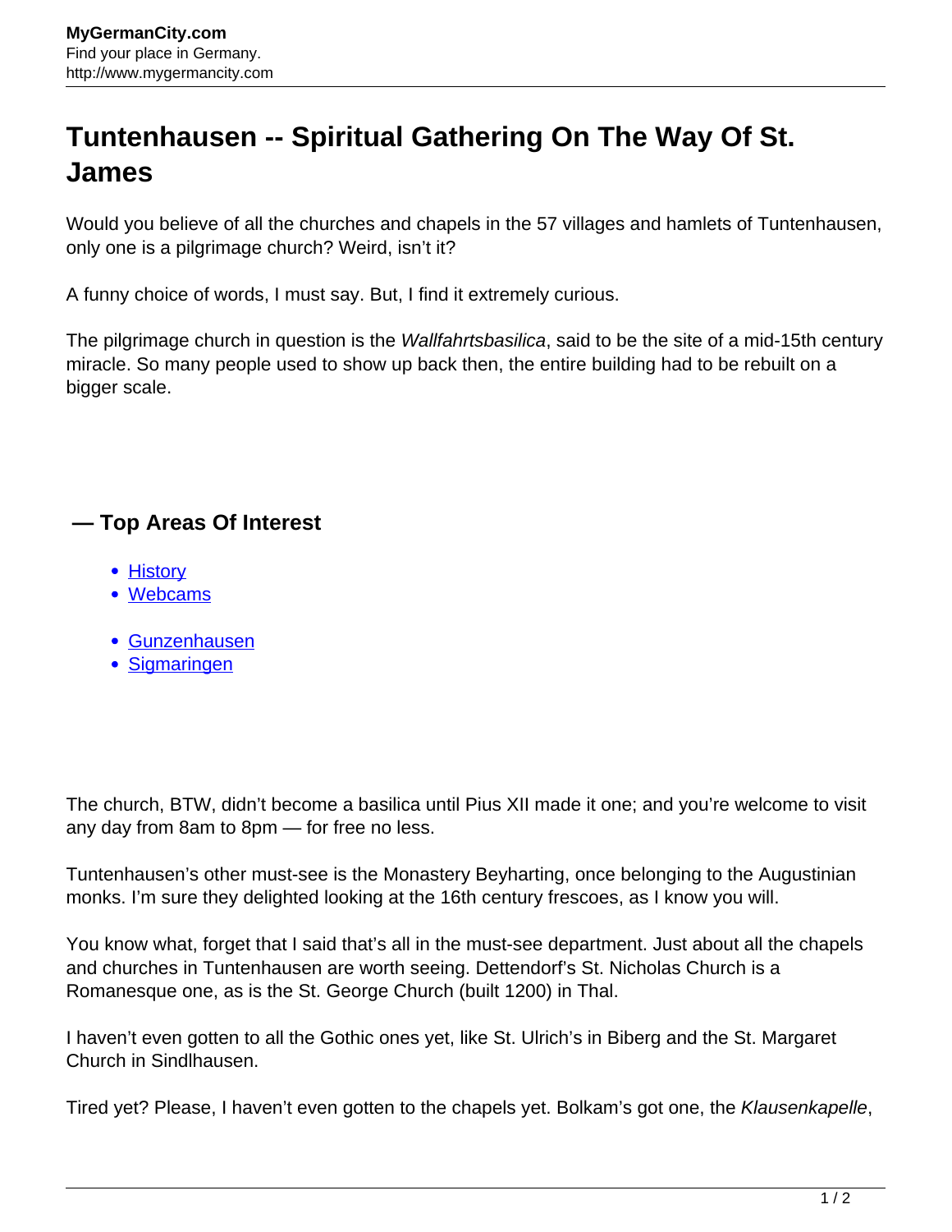# Tuntenhausen -- Spiritual Gathering On The Way Of St. James

Would you believe of all the churches and chapels in the 57 villages and hamlets of Tuntenhausen, only one is a pilgrimage church? Weird, isn't it?

A funny choice of words, I must say. But, I find it extremely curious.

The pilgrimage church in question is the *Wallfahrtsbasilica*, said to be the site of a mid-15th century miracle. So many people used to show up back then, the entire building had to be rebuilt on a bigger scale.

### — Top Areas Of Interest

- History
- Webcams

- Gunzenhausen
- Sigmaringen

The church, BTW, didn't become a basilica until Pius XII made it one; and you're welcome to visit any day from 8am to 8pm — for free no less.

Tuntenhausen's other must-see is the Monastery Beyharting, once belonging to the Augustinian monks. I'm sure they delighted looking at the 16th century frescoes, as I know you will.

You know what, forget that I said that's all in the must-see department. Just about all the chapels and churches in Tuntenhausen are worth seeing. Dettendorf's St. Nicholas Church is a Romanesque one, as is the St. George Church (built 1200) in Thal.

I haven't even gotten to all the Gothic ones yet, like St. Ulrich's in Biberg and the St. Margaret Church in Sindlhausen.

Tired yet? Please, I haven't even gotten to the chapels yet. Bolkam's got one, the *Klausenkapelle*,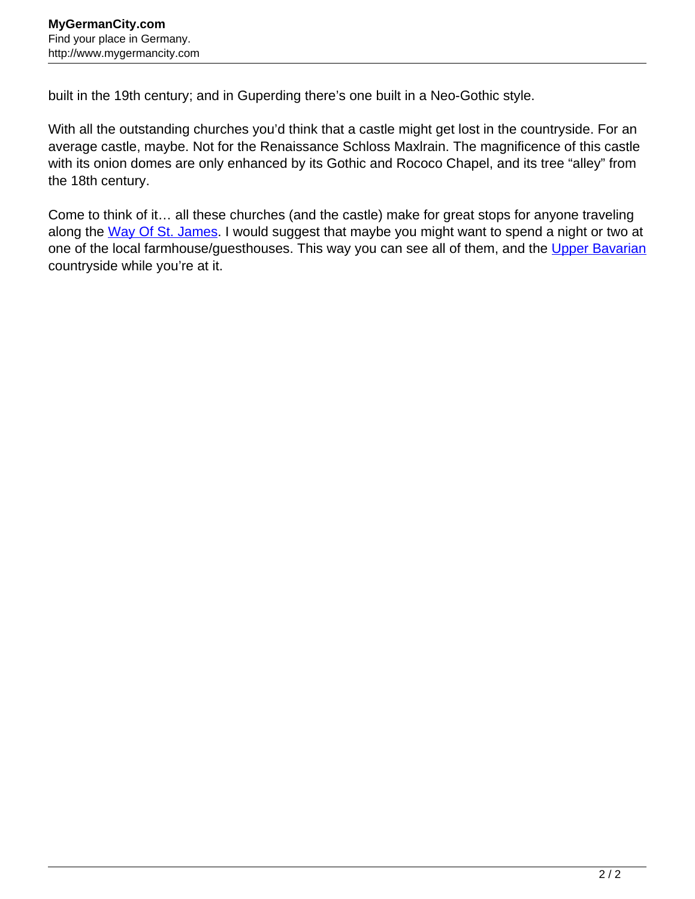built in the 19th century; and in Guperding there's one built in a Neo-Gothic style.

With all the outstanding churches you'd think that a castle might get lost in the countryside. For an average castle, maybe. Not for the Renaissance Schloss Maxlrain. The magnificence of this castle with its onion domes are only enhanced by its Gothic and Rococo Chapel, and its tree "alley" from the 18th century.

Come to think of it… all these churches (and the castle) make for great stops for anyone traveling along the Way Of St. James. I would suggest that maybe you might want to spend a night or two at one of the local farmhouse/guesthouses. This way you can see all of them, and the Upper Bavarian countryside while you're at it.